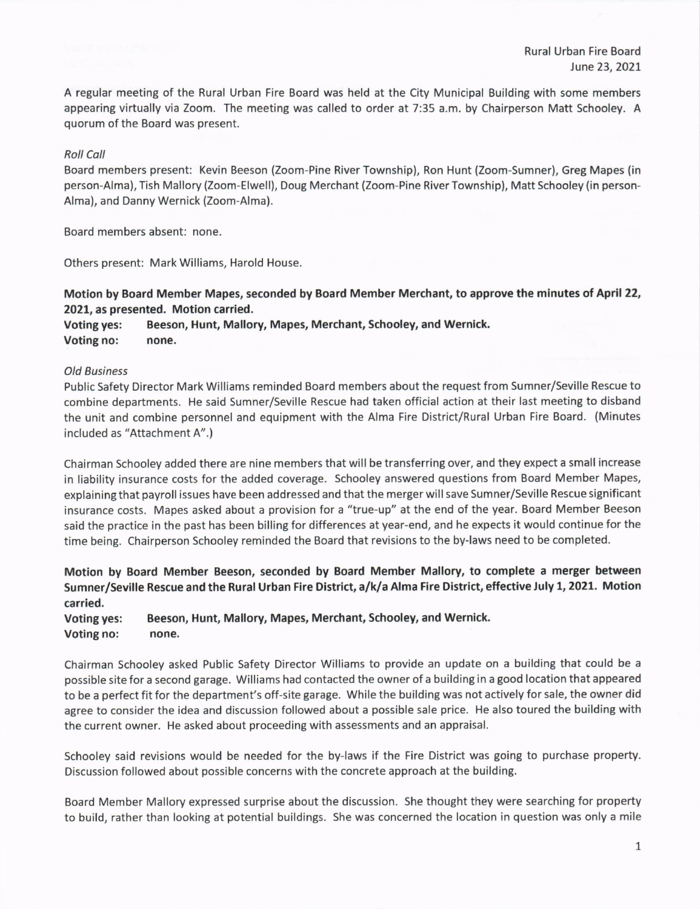Rural Urban Fire Board
June 23, 2021

A regular meeting of the Rural Urban Fire Board was held at the City Municipal Building with some members appearing virtually via Zoom. The meeting was called to order at 7:35 a.m. by Chairperson Matt Schooley. A quorum of the Board was present.

*Roll Call*

Board members present: Kevin Beeson (Zoom-Pine River Township), Ron Hunt (Zoom-Sumner), Greg Mapes (in person-Alma), Tish Mallory (Zoom-Elwell), Doug Merchant (Zoom-Pine River Township), Matt Schooley (in person-Alma), and Danny Wernick (Zoom-Alma).

Board members absent: none.

Others present: Mark Williams, Harold House.

**Motion by Board Member Mapes, seconded by Board Member Merchant, to approve the minutes of April 22, 2021, as presented. Motion carried.**

**Voting yes: Beeson, Hunt, Mallory, Mapes, Merchant, Schooley, and Wernick.**
**Voting no: none.**

*Old Business*

Public Safety Director Mark Williams reminded Board members about the request from Sumner/Seville Rescue to combine departments. He said Sumner/Seville Rescue had taken official action at their last meeting to disband the unit and combine personnel and equipment with the Alma Fire District/Rural Urban Fire Board. (Minutes included as "Attachment A".)

Chairman Schooley added there are nine members that will be transferring over, and they expect a small increase in liability insurance costs for the added coverage. Schooley answered questions from Board Member Mapes, explaining that payroll issues have been addressed and that the merger will save Sumner/Seville Rescue significant insurance costs. Mapes asked about a provision for a "true-up" at the end of the year. Board Member Beeson said the practice in the past has been billing for differences at year-end, and he expects it would continue for the time being. Chairperson Schooley reminded the Board that revisions to the by-laws need to be completed.

**Motion by Board Member Beeson, seconded by Board Member Mallory, to complete a merger between Sumner/Seville Rescue and the Rural Urban Fire District, a/k/a Alma Fire District, effective July 1, 2021. Motion carried.**

**Voting yes: Beeson, Hunt, Mallory, Mapes, Merchant, Schooley, and Wernick.**
**Voting no: none.**

Chairman Schooley asked Public Safety Director Williams to provide an update on a building that could be a possible site for a second garage. Williams had contacted the owner of a building in a good location that appeared to be a perfect fit for the department's off-site garage. While the building was not actively for sale, the owner did agree to consider the idea and discussion followed about a possible sale price. He also toured the building with the current owner. He asked about proceeding with assessments and an appraisal.

Schooley said revisions would be needed for the by-laws if the Fire District was going to purchase property. Discussion followed about possible concerns with the concrete approach at the building.

Board Member Mallory expressed surprise about the discussion. She thought they were searching for property to build, rather than looking at potential buildings. She was concerned the location in question was only a mile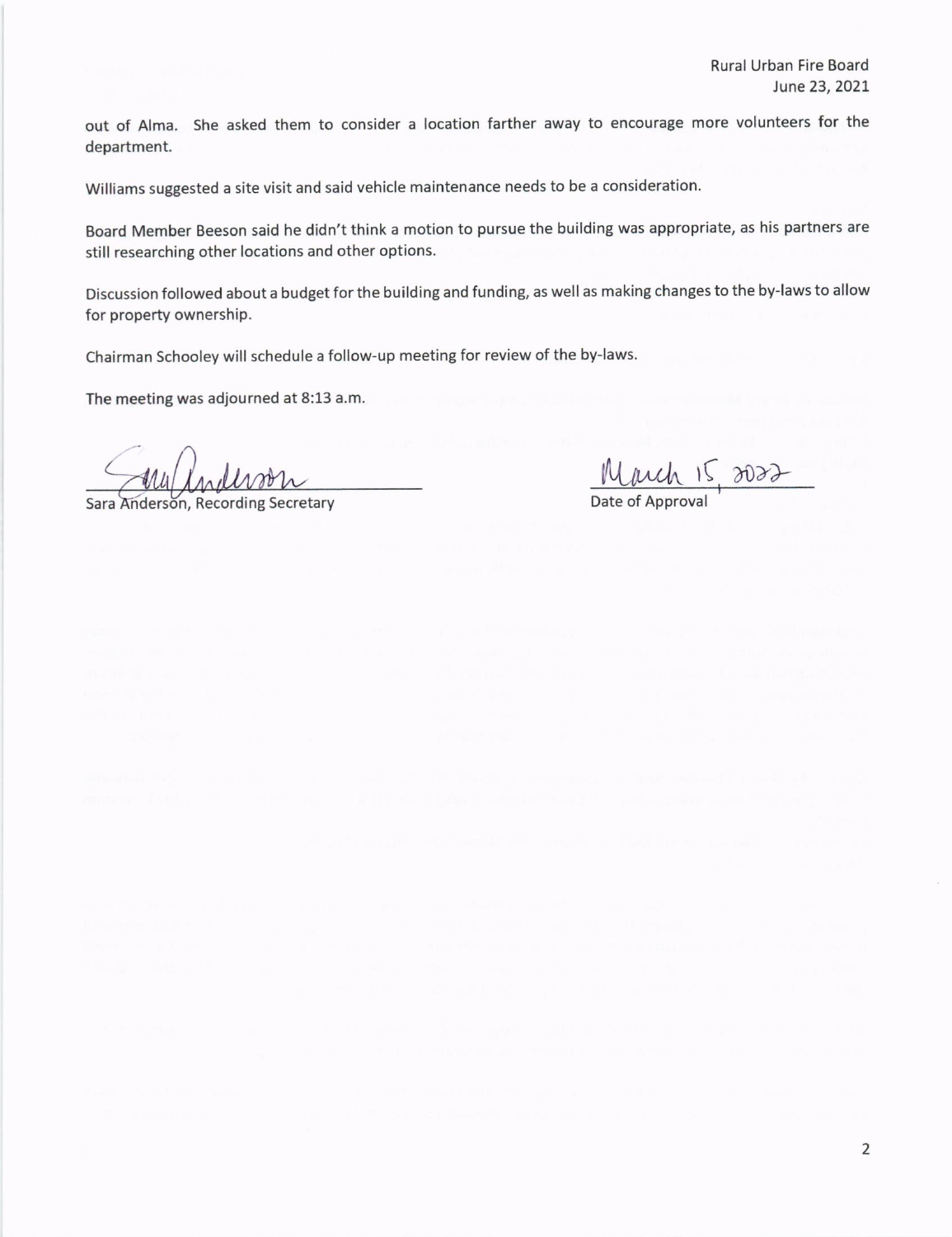out of Alma. She asked them to consider a location farther away to encourage more volunteers for the department.

Williams suggested a site visit and said vehicle maintenance needs to be a consideration.

Board Member Beeson said he didn't think a motion to pursue the building was appropriate, as his partners are still researching other locations and other options.

Discussion followed about a budget for the building and funding, as well as making changes to the by-laws to allow for property ownership.

Chairman Schooley will schedule a follow-up meeting for review of the by-laws.

The meeting was adjourned at 8:13 a.m.

Sara Anderson, Recording Secretary

March 15, 2022
Date of Approval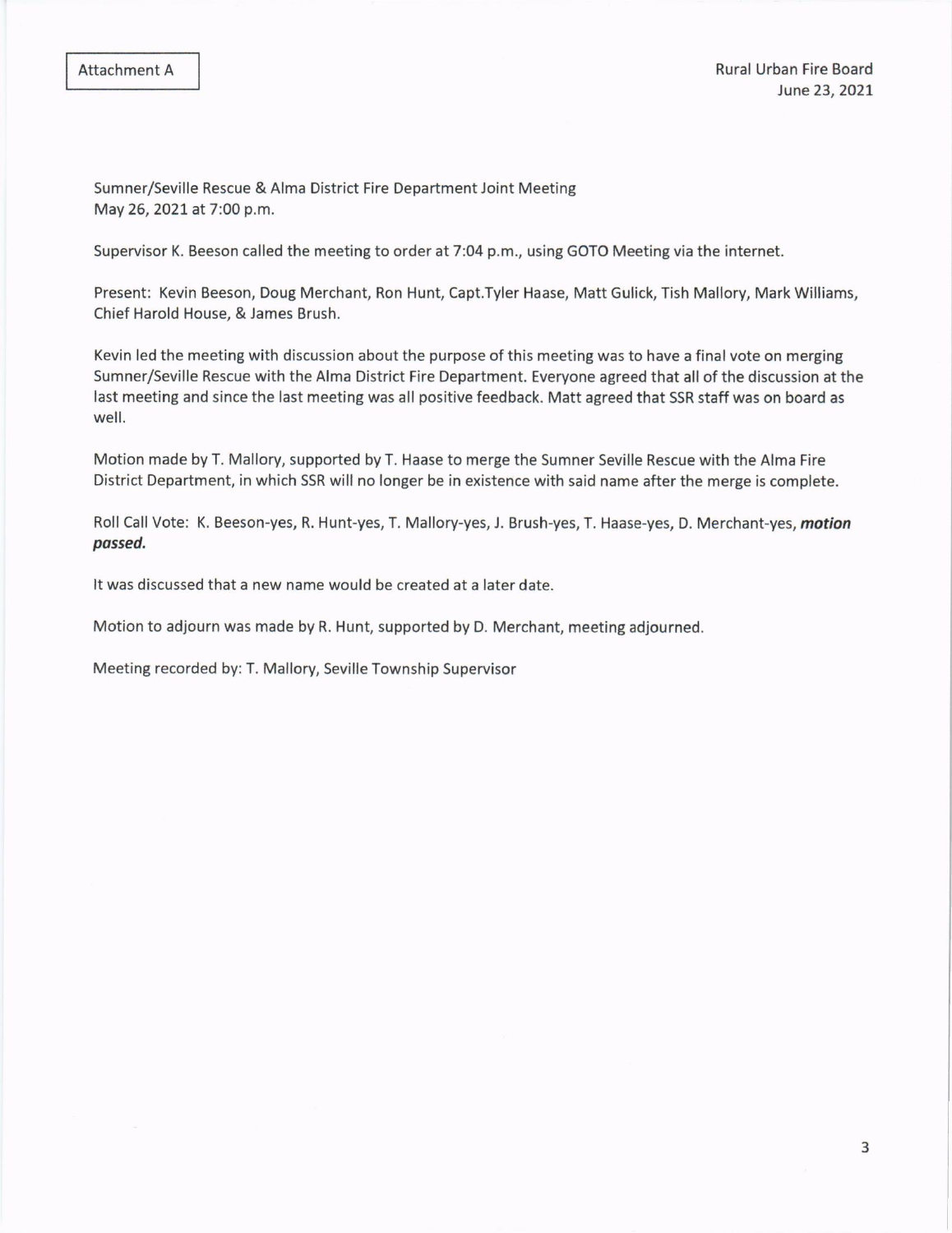Attachment A

Rural Urban Fire Board
June 23, 2021

Sumner/Seville Rescue & Alma District Fire Department Joint Meeting
May 26, 2021 at 7:00 p.m.

Supervisor K. Beeson called the meeting to order at 7:04 p.m., using GOTO Meeting via the internet.

Present: Kevin Beeson, Doug Merchant, Ron Hunt, Capt.Tyler Haase, Matt Gulick, Tish Mallory, Mark Williams, Chief Harold House, & James Brush.

Kevin led the meeting with discussion about the purpose of this meeting was to have a final vote on merging Sumner/Seville Rescue with the Alma District Fire Department. Everyone agreed that all of the discussion at the last meeting and since the last meeting was all positive feedback. Matt agreed that SSR staff was on board as well.

Motion made by T. Mallory, supported by T. Haase to merge the Sumner Seville Rescue with the Alma Fire District Department, in which SSR will no longer be in existence with said name after the merge is complete.

Roll Call Vote: K. Beeson-yes, R. Hunt-yes, T. Mallory-yes, J. Brush-yes, T. Haase-yes, D. Merchant-yes, ***motion passed.***

It was discussed that a new name would be created at a later date.

Motion to adjourn was made by R. Hunt, supported by D. Merchant, meeting adjourned.

Meeting recorded by: T. Mallory, Seville Township Supervisor